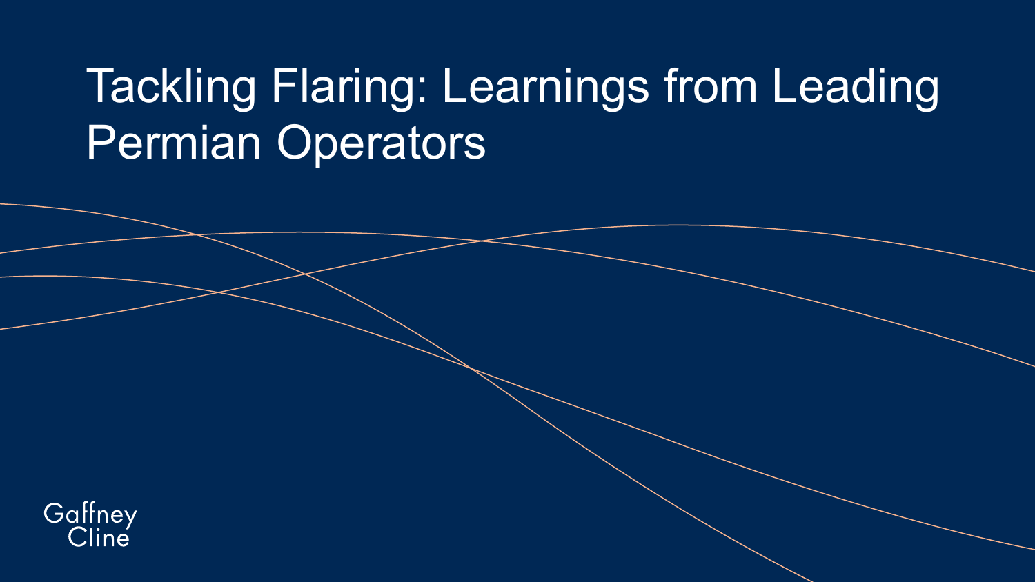# Tackling Flaring: Learnings from Leading Permian Operators

Gaffney Cline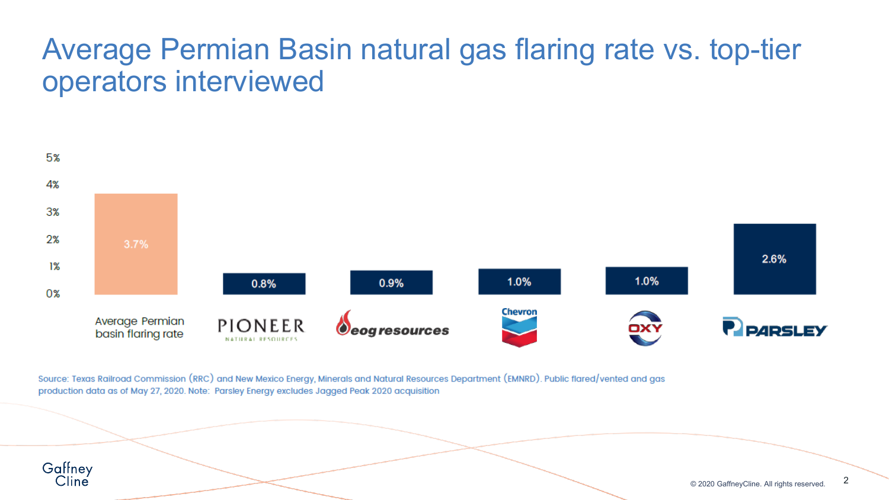# Average Permian Basin natural gas flaring rate vs. top-tier operators interviewed

| | Flaring rate |
|---|---|
| Average Permian basin flaring rate | 3.7% |
| PIONEER NATURAL RESOURCES | 0.8% |
| eog resources | 0.9% |
| Chevron | 1.0% |
| OXY | 1.0% |
| PARSLEY | 2.6% |

Source: Texas Railroad Commission (RRC) and New Mexico Energy, Minerals and Natural Resources Department (EMNRD). Public flared/vented and gas production data as of May 27, 2020. Note: Parsley Energy excludes Jagged Peak 2020 acquisition

© 2020 GaffneyCline. All rights reserved.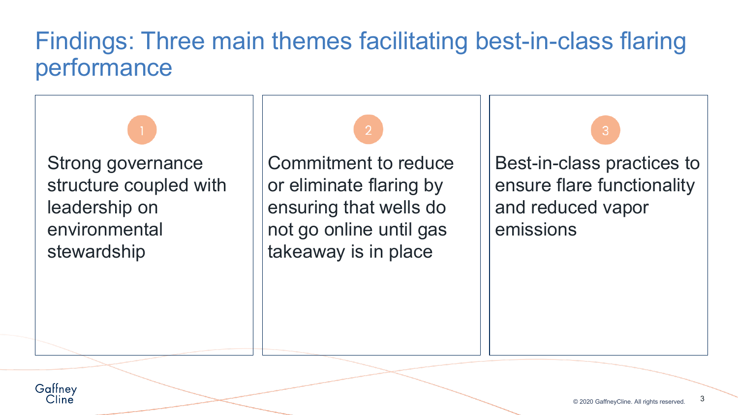# Findings: Three main themes facilitating best-in-class flaring performance

1. Strong governance structure coupled with leadership on environmental stewardship

2. Commitment to reduce or eliminate flaring by ensuring that wells do not go online until gas takeaway is in place

3. Best-in-class practices to ensure flare functionality and reduced vapor emissions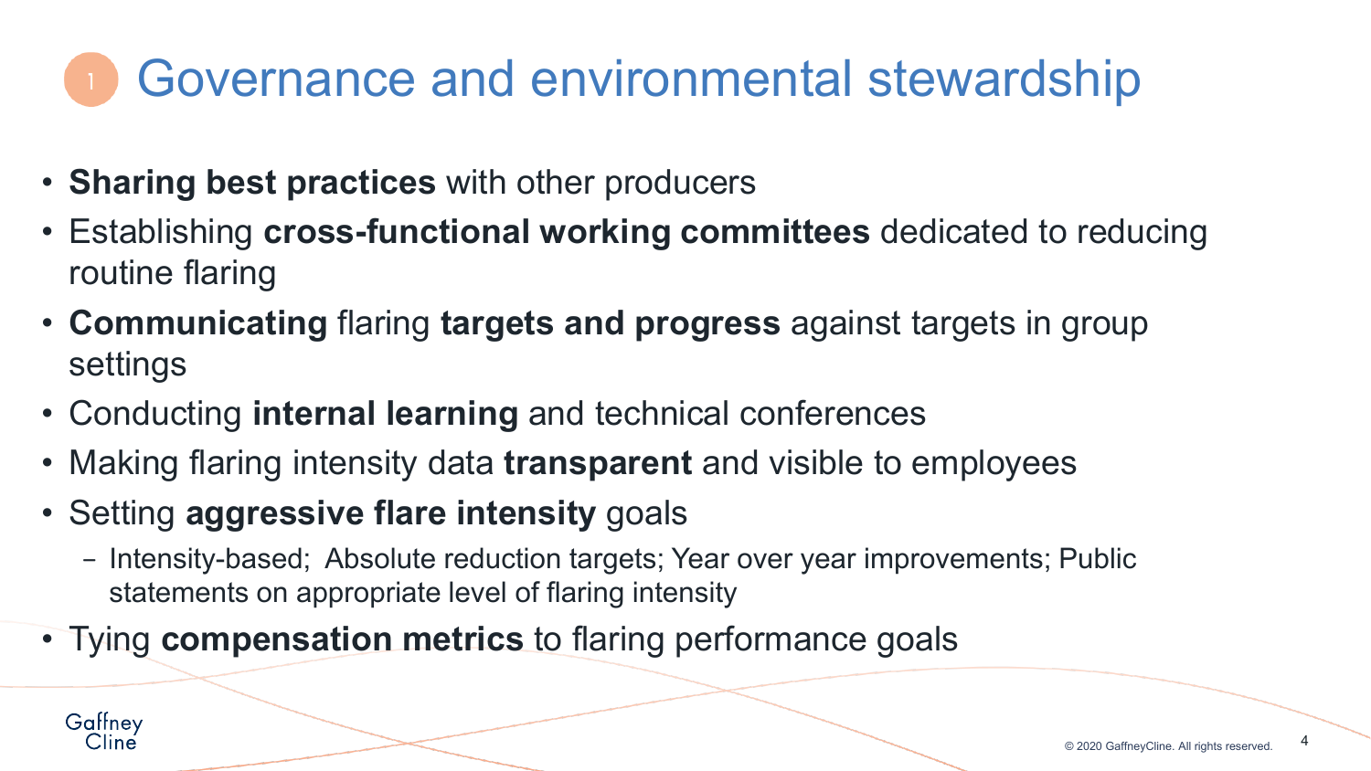# 1 Governance and environmental stewardship

- **Sharing best practices** with other producers
- Establishing **cross-functional working committees** dedicated to reducing routine flaring
- **Communicating** flaring **targets and progress** against targets in group settings
- Conducting **internal learning** and technical conferences
- Making flaring intensity data **transparent** and visible to employees
- Setting **aggressive flare intensity** goals
  - Intensity-based; Absolute reduction targets; Year over year improvements; Public statements on appropriate level of flaring intensity
- Tying **compensation metrics** to flaring performance goals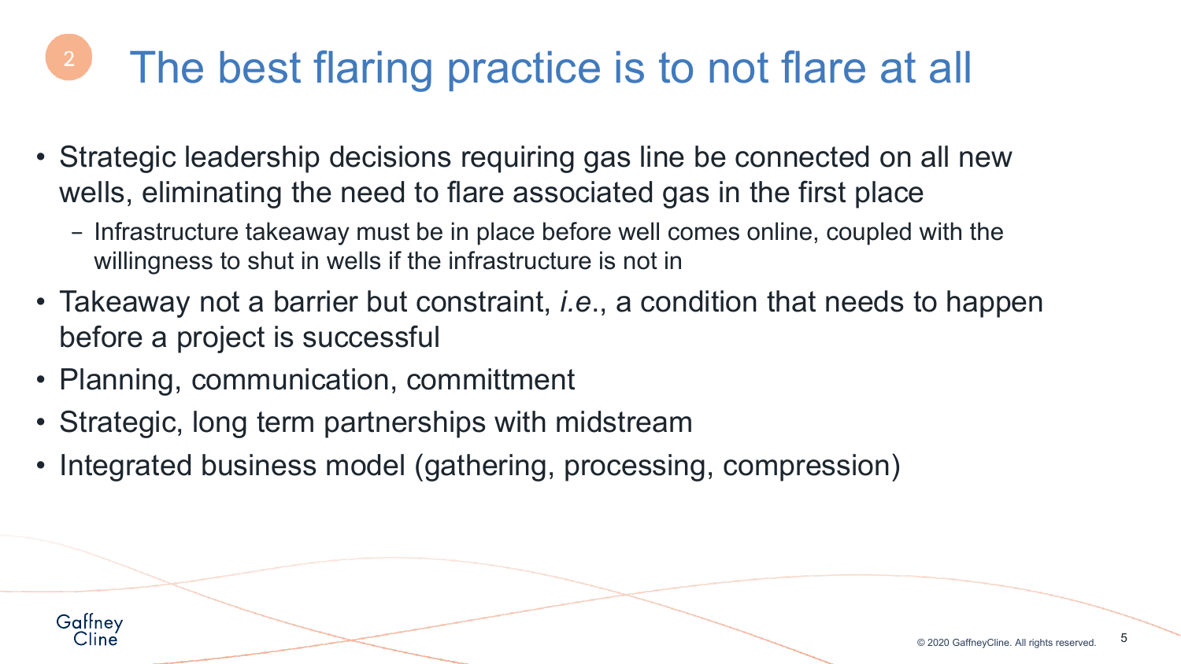# 2 The best flaring practice is to not flare at all

- Strategic leadership decisions requiring gas line be connected on all new wells, eliminating the need to flare associated gas in the first place
  - Infrastructure takeaway must be in place before well comes online, coupled with the willingness to shut in wells if the infrastructure is not in
- Takeaway not a barrier but constraint, *i.e.*, a condition that needs to happen before a project is successful
- Planning, communication, committment
- Strategic, long term partnerships with midstream
- Integrated business model (gathering, processing, compression)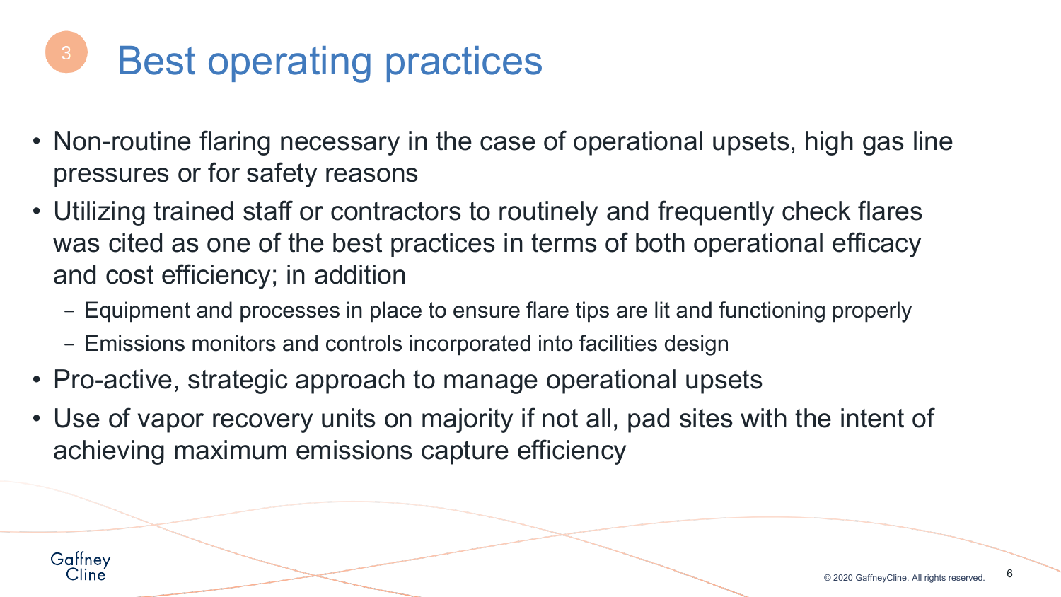# 3 Best operating practices

- Non-routine flaring necessary in the case of operational upsets, high gas line pressures or for safety reasons
- Utilizing trained staff or contractors to routinely and frequently check flares was cited as one of the best practices in terms of both operational efficacy and cost efficiency; in addition
  - Equipment and processes in place to ensure flare tips are lit and functioning properly
  - Emissions monitors and controls incorporated into facilities design
- Pro-active, strategic approach to manage operational upsets
- Use of vapor recovery units on majority if not all, pad sites with the intent of achieving maximum emissions capture efficiency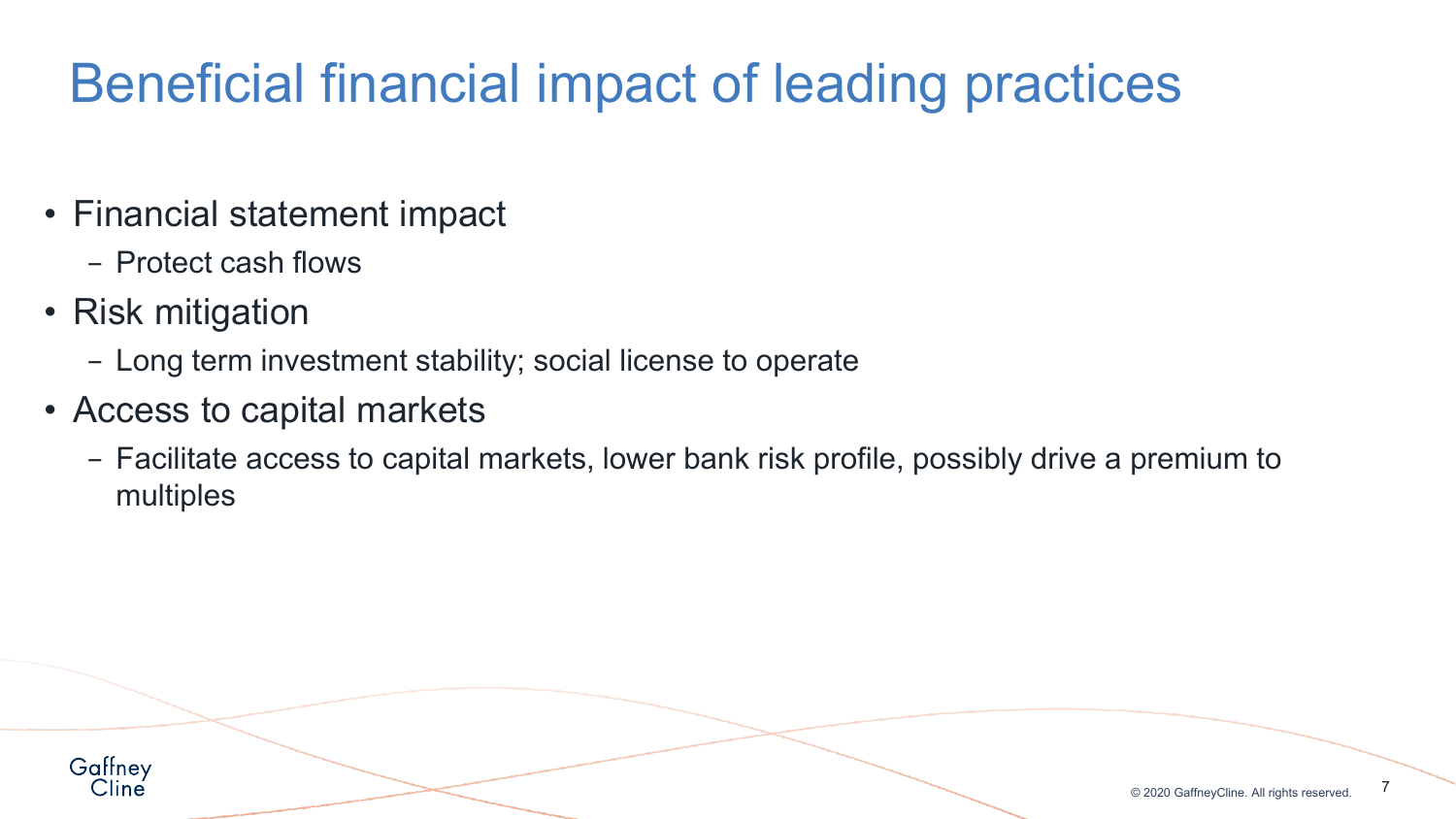# Beneficial financial impact of leading practices

- Financial statement impact
  - Protect cash flows
- Risk mitigation
  - Long term investment stability; social license to operate
- Access to capital markets
  - Facilitate access to capital markets, lower bank risk profile, possibly drive a premium to multiples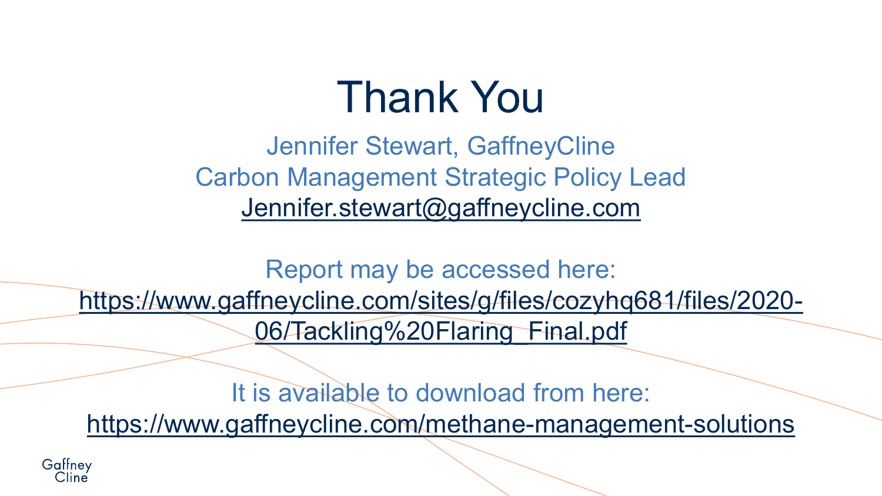# Thank You

Jennifer Stewart, GaffneyCline

Carbon Management Strategic Policy Lead

Jennifer.stewart@gaffneycline.com

Report may be accessed here:

https://www.gaffneycline.com/sites/g/files/cozyhq681/files/2020-06/Tackling%20Flaring_Final.pdf

It is available to download from here:

https://www.gaffneycline.com/methane-management-solutions

Gaffney Cline